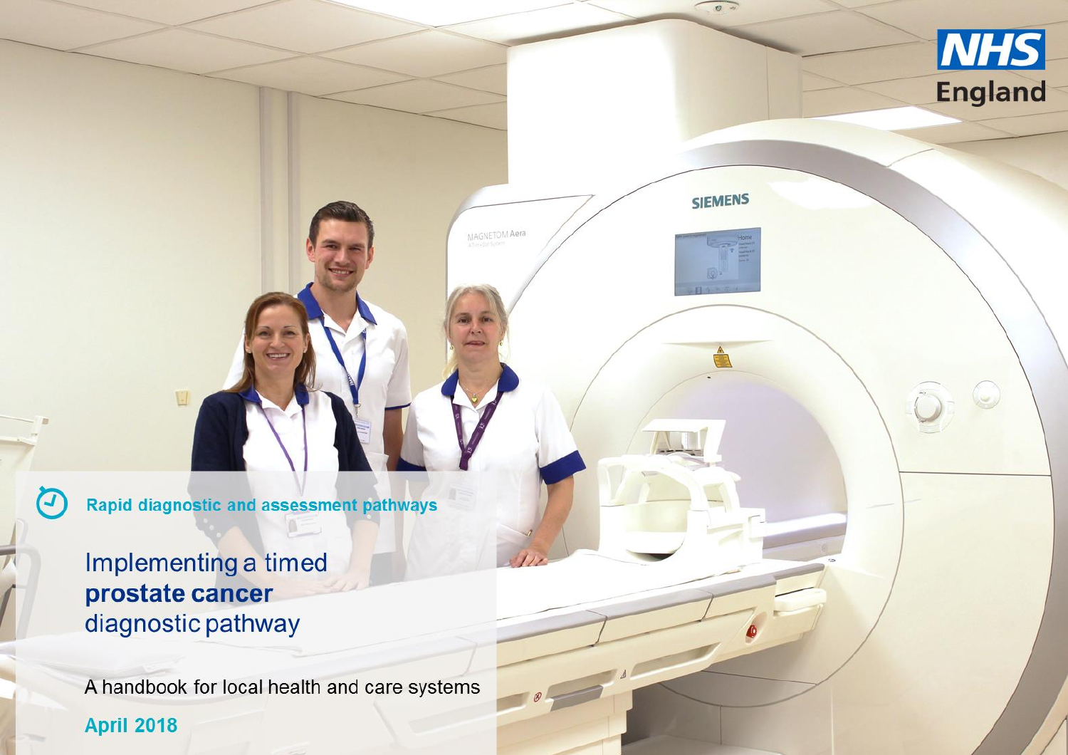NHS England

Rapid diagnostic and assessment pathways

# Implementing a timed **prostate cancer** diagnostic pathway

A handbook for local health and care systems

April 2018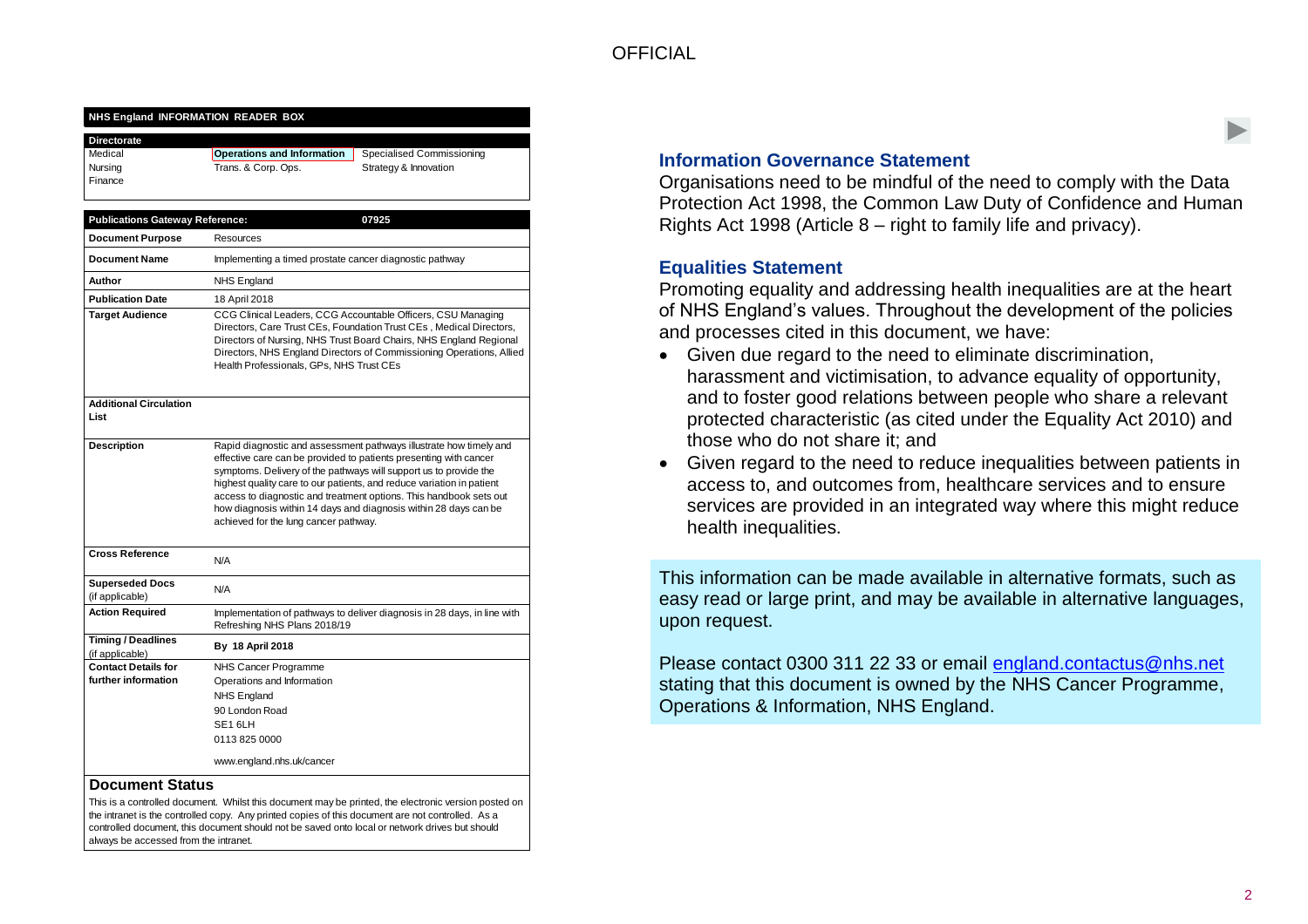OFFICIAL

## NHS England INFORMATION READER BOX

| Directorate | | |
|---|---|---|
| Medical | **Operations and Information** | Specialised Commissioning |
| Nursing | Trans. & Corp. Ops. | Strategy & Innovation |
| Finance | | |

| Publications Gateway Reference: | 07925 |
|---|---|
| **Document Purpose** | Resources |
| **Document Name** | Implementing a timed prostate cancer diagnostic pathway |
| **Author** | NHS England |
| **Publication Date** | 18 April 2018 |
| **Target Audience** | CCG Clinical Leaders, CCG Accountable Officers, CSU Managing Directors, Care Trust CEs, Foundation Trust CEs , Medical Directors, Directors of Nursing, NHS Trust Board Chairs, NHS England Regional Directors, NHS England Directors of Commissioning Operations, Allied Health Professionals, GPs, NHS Trust CEs |
| **Additional Circulation List** | |
| **Description** | Rapid diagnostic and assessment pathways illustrate how timely and effective care can be provided to patients presenting with cancer symptoms. Delivery of the pathways will support us to provide the highest quality care to our patients, and reduce variation in patient access to diagnostic and treatment options. This handbook sets out how diagnosis within 14 days and diagnosis within 28 days can be achieved for the lung cancer pathway. |
| **Cross Reference** | N/A |
| **Superseded Docs** (if applicable) | N/A |
| **Action Required** | Implementation of pathways to deliver diagnosis in 28 days, in line with Refreshing NHS Plans 2018/19 |
| **Timing / Deadlines** (if applicable) | **By 18 April 2018** |
| **Contact Details for further information** | NHS Cancer Programme<br>Operations and Information<br>NHS England<br>90 London Road<br>SE1 6LH<br>0113 825 0000<br><br>www.england.nhs.uk/cancer |

### Document Status

This is a controlled document. Whilst this document may be printed, the electronic version posted on the intranet is the controlled copy. Any printed copies of this document are not controlled. As a controlled document, this document should not be saved onto local or network drives but should always be accessed from the intranet.

## Information Governance Statement

Organisations need to be mindful of the need to comply with the Data Protection Act 1998, the Common Law Duty of Confidence and Human Rights Act 1998 (Article 8 – right to family life and privacy).

## Equalities Statement

Promoting equality and addressing health inequalities are at the heart of NHS England's values. Throughout the development of the policies and processes cited in this document, we have:

- Given due regard to the need to eliminate discrimination, harassment and victimisation, to advance equality of opportunity, and to foster good relations between people who share a relevant protected characteristic (as cited under the Equality Act 2010) and those who do not share it; and
- Given regard to the need to reduce inequalities between patients in access to, and outcomes from, healthcare services and to ensure services are provided in an integrated way where this might reduce health inequalities.

This information can be made available in alternative formats, such as easy read or large print, and may be available in alternative languages, upon request.

Please contact 0300 311 22 33 or email england.contactus@nhs.net stating that this document is owned by the NHS Cancer Programme, Operations & Information, NHS England.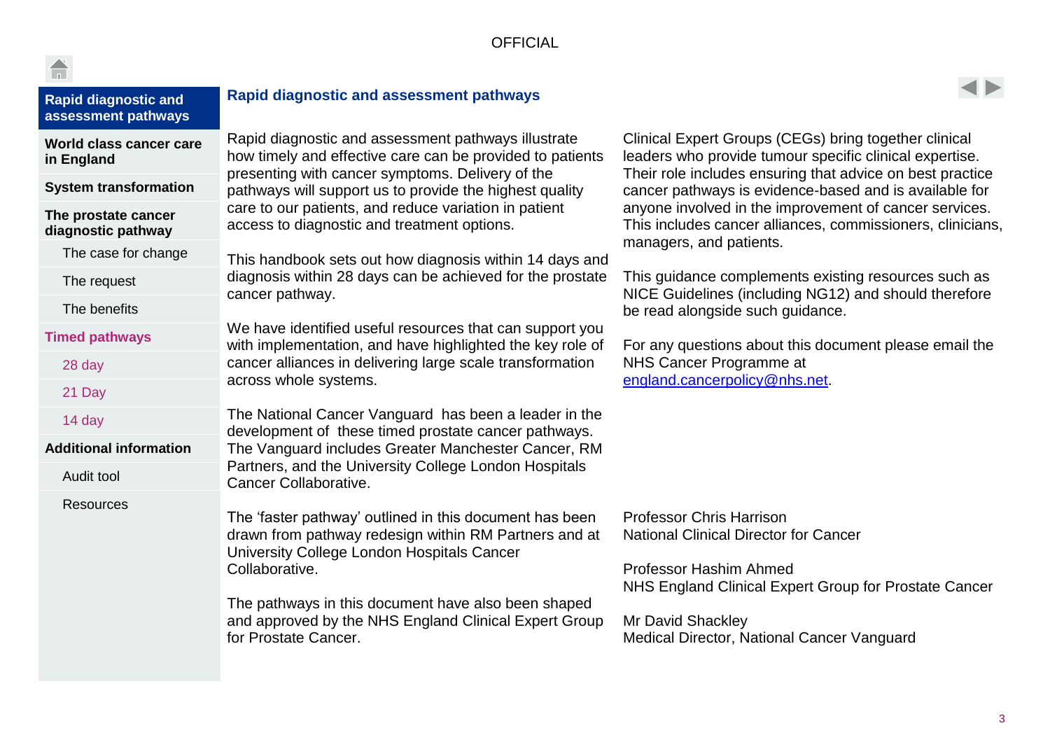## Rapid diagnostic and assessment pathways

Rapid diagnostic and assessment pathways illustrate how timely and effective care can be provided to patients presenting with cancer symptoms. Delivery of the pathways will support us to provide the highest quality care to our patients, and reduce variation in patient access to diagnostic and treatment options.

This handbook sets out how diagnosis within 14 days and diagnosis within 28 days can be achieved for the prostate cancer pathway.

We have identified useful resources that can support you with implementation, and have highlighted the key role of cancer alliances in delivering large scale transformation across whole systems.

The National Cancer Vanguard has been a leader in the development of these timed prostate cancer pathways. The Vanguard includes Greater Manchester Cancer, RM Partners, and the University College London Hospitals Cancer Collaborative.

The 'faster pathway' outlined in this document has been drawn from pathway redesign within RM Partners and at University College London Hospitals Cancer Collaborative.

The pathways in this document have also been shaped and approved by the NHS England Clinical Expert Group for Prostate Cancer.

Clinical Expert Groups (CEGs) bring together clinical leaders who provide tumour specific clinical expertise. Their role includes ensuring that advice on best practice cancer pathways is evidence-based and is available for anyone involved in the improvement of cancer services. This includes cancer alliances, commissioners, clinicians, managers, and patients.

This guidance complements existing resources such as NICE Guidelines (including NG12) and should therefore be read alongside such guidance.

For any questions about this document please email the NHS Cancer Programme at england.cancerpolicy@nhs.net.

Professor Chris Harrison
National Clinical Director for Cancer

Professor Hashim Ahmed
NHS England Clinical Expert Group for Prostate Cancer

Mr David Shackley
Medical Director, National Cancer Vanguard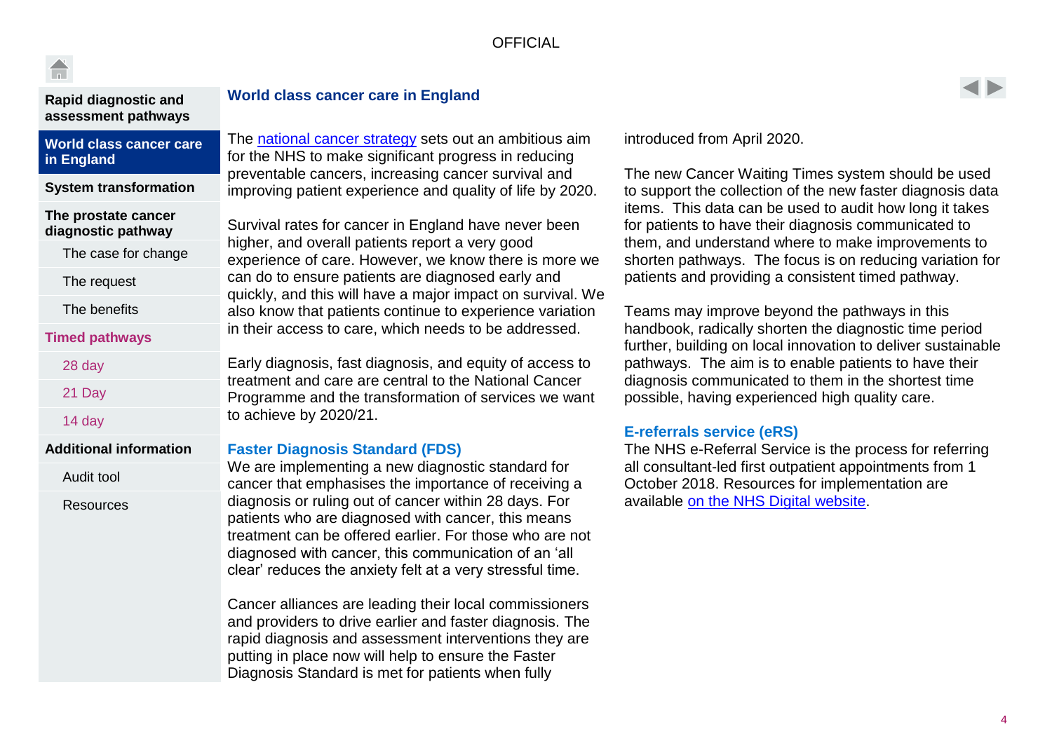## World class cancer care in England

The national cancer strategy sets out an ambitious aim for the NHS to make significant progress in reducing preventable cancers, increasing cancer survival and improving patient experience and quality of life by 2020.

Survival rates for cancer in England have never been higher, and overall patients report a very good experience of care. However, we know there is more we can do to ensure patients are diagnosed early and quickly, and this will have a major impact on survival. We also know that patients continue to experience variation in their access to care, which needs to be addressed.

Early diagnosis, fast diagnosis, and equity of access to treatment and care are central to the National Cancer Programme and the transformation of services we want to achieve by 2020/21.

### Faster Diagnosis Standard (FDS)

We are implementing a new diagnostic standard for cancer that emphasises the importance of receiving a diagnosis or ruling out of cancer within 28 days. For patients who are diagnosed with cancer, this means treatment can be offered earlier. For those who are not diagnosed with cancer, this communication of an 'all clear' reduces the anxiety felt at a very stressful time.

Cancer alliances are leading their local commissioners and providers to drive earlier and faster diagnosis. The rapid diagnosis and assessment interventions they are putting in place now will help to ensure the Faster Diagnosis Standard is met for patients when fully introduced from April 2020.

The new Cancer Waiting Times system should be used to support the collection of the new faster diagnosis data items. This data can be used to audit how long it takes for patients to have their diagnosis communicated to them, and understand where to make improvements to shorten pathways. The focus is on reducing variation for patients and providing a consistent timed pathway.

Teams may improve beyond the pathways in this handbook, radically shorten the diagnostic time period further, building on local innovation to deliver sustainable pathways. The aim is to enable patients to have their diagnosis communicated to them in the shortest time possible, having experienced high quality care.

### E-referrals service (eRS)

The NHS e-Referral Service is the process for referring all consultant-led first outpatient appointments from 1 October 2018. Resources for implementation are available on the NHS Digital website.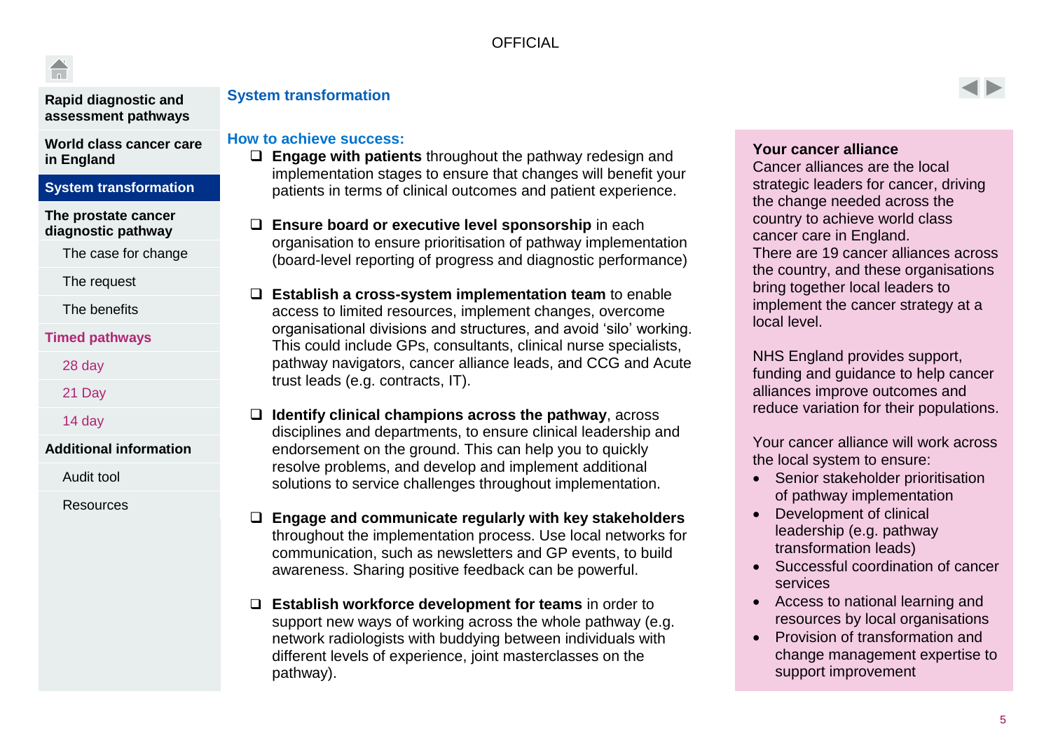OFFICIAL

- Rapid diagnostic and assessment pathways
- World class cancer care in England
- **System transformation**
- The prostate cancer diagnostic pathway
  - The case for change
  - The request
  - The benefits
- Timed pathways
  - 28 day
  - 21 Day
  - 14 day
- Additional information
  - Audit tool
  - Resources

## System transformation

### How to achieve success:

- **Engage with patients** throughout the pathway redesign and implementation stages to ensure that changes will benefit your patients in terms of clinical outcomes and patient experience.
- **Ensure board or executive level sponsorship** in each organisation to ensure prioritisation of pathway implementation (board-level reporting of progress and diagnostic performance)
- **Establish a cross-system implementation team** to enable access to limited resources, implement changes, overcome organisational divisions and structures, and avoid 'silo' working. This could include GPs, consultants, clinical nurse specialists, pathway navigators, cancer alliance leads, and CCG and Acute trust leads (e.g. contracts, IT).
- **Identify clinical champions across the pathway**, across disciplines and departments, to ensure clinical leadership and endorsement on the ground. This can help you to quickly resolve problems, and develop and implement additional solutions to service challenges throughout implementation.
- **Engage and communicate regularly with key stakeholders** throughout the implementation process. Use local networks for communication, such as newsletters and GP events, to build awareness. Sharing positive feedback can be powerful.
- **Establish workforce development for teams** in order to support new ways of working across the whole pathway (e.g. network radiologists with buddying between individuals with different levels of experience, joint masterclasses on the pathway).

**Your cancer alliance**

Cancer alliances are the local strategic leaders for cancer, driving the change needed across the country to achieve world class cancer care in England.

There are 19 cancer alliances across the country, and these organisations bring together local leaders to implement the cancer strategy at a local level.

NHS England provides support, funding and guidance to help cancer alliances improve outcomes and reduce variation for their populations.

Your cancer alliance will work across the local system to ensure:

- Senior stakeholder prioritisation of pathway implementation
- Development of clinical leadership (e.g. pathway transformation leads)
- Successful coordination of cancer services
- Access to national learning and resources by local organisations
- Provision of transformation and change management expertise to support improvement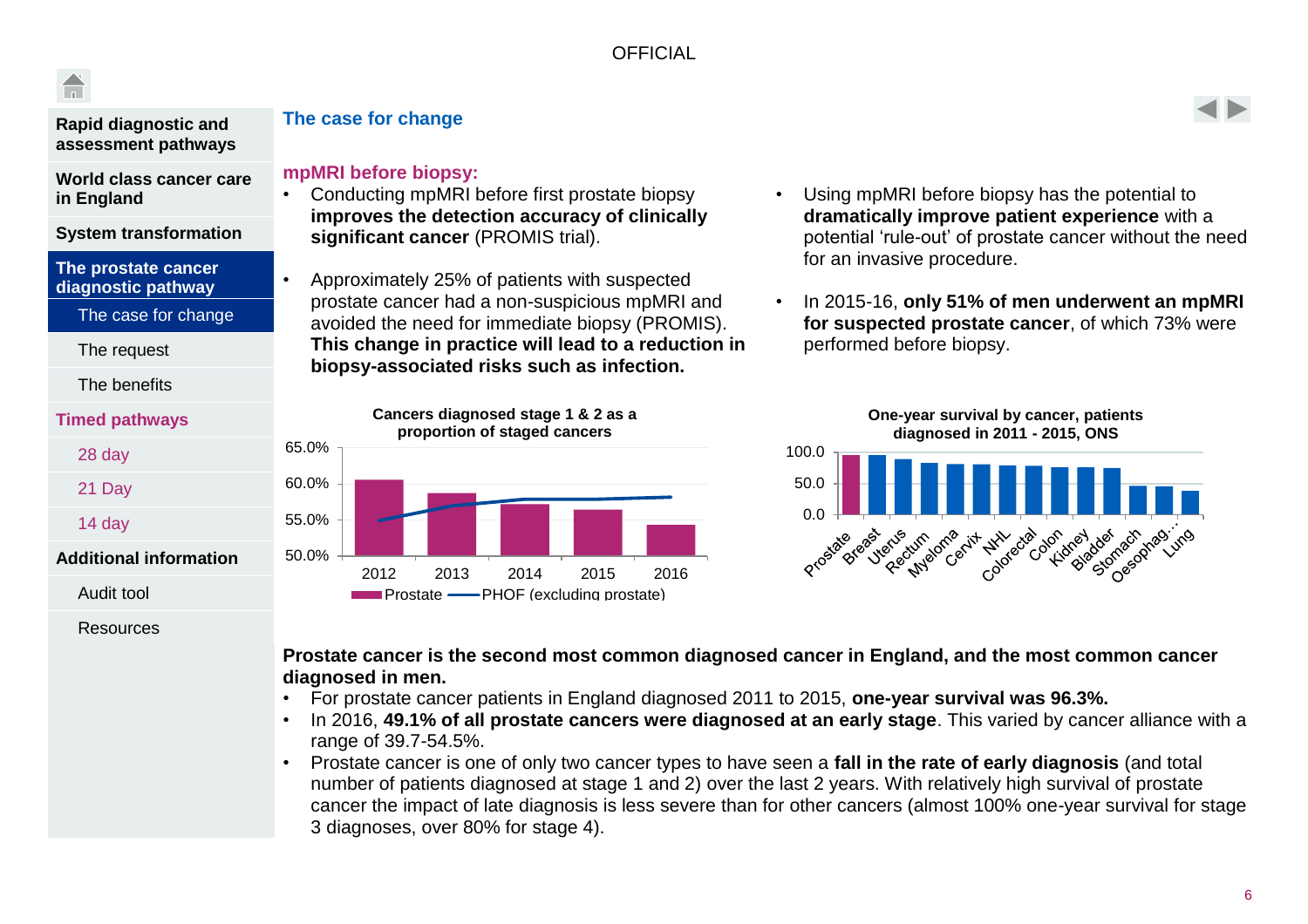OFFICIAL

- Rapid diagnostic and assessment pathways
- World class cancer care in England
- System transformation
- The prostate cancer diagnostic pathway
  - The case for change
  - The request
  - The benefits
- Timed pathways
  - 28 day
  - 21 Day
  - 14 day
- Additional information
  - Audit tool
  - Resources

## The case for change

### mpMRI before biopsy:

- Conducting mpMRI before first prostate biopsy **improves the detection accuracy of clinically significant cancer** (PROMIS trial).
- Approximately 25% of patients with suspected prostate cancer had a non-suspicious mpMRI and avoided the need for immediate biopsy (PROMIS). **This change in practice will lead to a reduction in biopsy-associated risks such as infection.**
- Using mpMRI before biopsy has the potential to **dramatically improve patient experience** with a potential 'rule-out' of prostate cancer without the need for an invasive procedure.
- In 2015-16, **only 51% of men underwent an mpMRI for suspected prostate cancer**, of which 73% were performed before biopsy.

**Cancers diagnosed stage 1 & 2 as a proportion of staged cancers**

Legend: Prostate (bars); PHOF (excluding prostate) (line)

Y-axis: 50.0%, 55.0%, 60.0%, 65.0%; X-axis: 2012, 2013, 2014, 2015, 2016

**One-year survival by cancer, patients diagnosed in 2011 - 2015, ONS**

Y-axis: 0.0, 50.0, 100.0; X-axis: Prostate, Breast, Uterus, Rectum, Myeloma, Cervix, NHL, Colorectal, Colon, Kidney, Bladder, Stomach, Oesophag..., Lung

**Prostate cancer is the second most common diagnosed cancer in England, and the most common cancer diagnosed in men.**

- For prostate cancer patients in England diagnosed 2011 to 2015, **one-year survival was 96.3%.**
- In 2016, **49.1% of all prostate cancers were diagnosed at an early stage**. This varied by cancer alliance with a range of 39.7-54.5%.
- Prostate cancer is one of only two cancer types to have seen a **fall in the rate of early diagnosis** (and total number of patients diagnosed at stage 1 and 2) over the last 2 years. With relatively high survival of prostate cancer the impact of late diagnosis is less severe than for other cancers (almost 100% one-year survival for stage 3 diagnoses, over 80% for stage 4).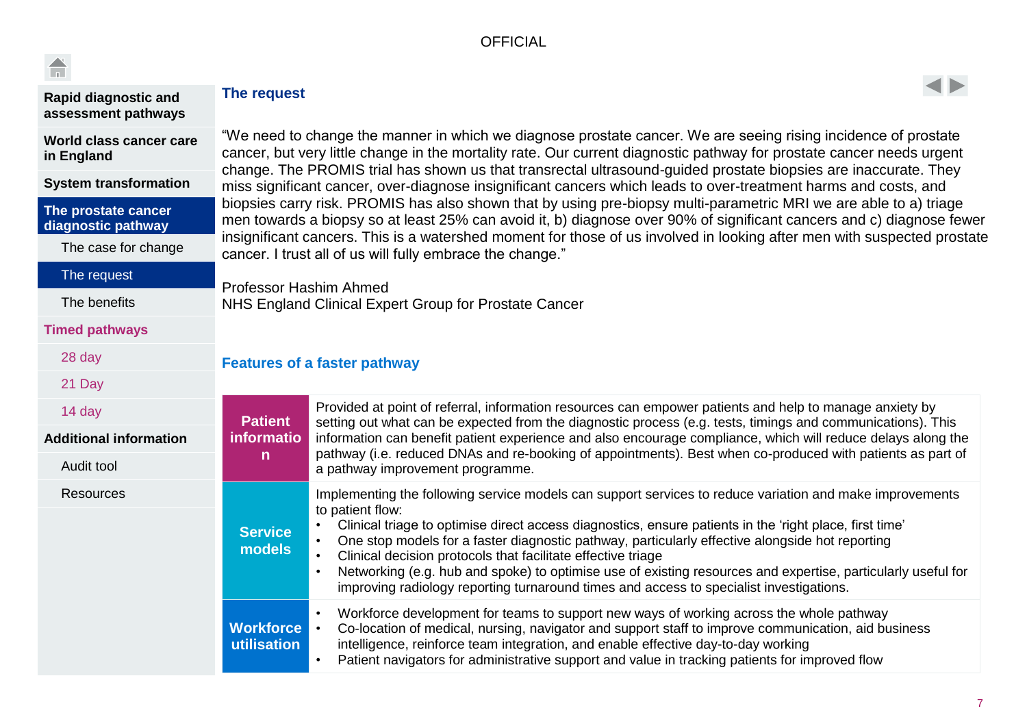- Rapid diagnostic and assessment pathways
- World class cancer care in England
- System transformation
- **The prostate cancer diagnostic pathway**
  - The case for change
  - **The request**
  - The benefits
- Timed pathways
  - 28 day
  - 21 Day
  - 14 day
- Additional information
  - Audit tool
  - Resources

## The request

"We need to change the manner in which we diagnose prostate cancer. We are seeing rising incidence of prostate cancer, but very little change in the mortality rate. Our current diagnostic pathway for prostate cancer needs urgent change. The PROMIS trial has shown us that transrectal ultrasound-guided prostate biopsies are inaccurate. They miss significant cancer, over-diagnose insignificant cancers which leads to over-treatment harms and costs, and biopsies carry risk. PROMIS has also shown that by using pre-biopsy multi-parametric MRI we are able to a) triage men towards a biopsy so at least 25% can avoid it, b) diagnose over 90% of significant cancers and c) diagnose fewer insignificant cancers. This is a watershed moment for those of us involved in looking after men with suspected prostate cancer. I trust all of us will fully embrace the change."

Professor Hashim Ahmed
NHS England Clinical Expert Group for Prostate Cancer

## Features of a faster pathway

| | |
|---|---|
| **Patient information** | Provided at point of referral, information resources can empower patients and help to manage anxiety by setting out what can be expected from the diagnostic process (e.g. tests, timings and communications). This information can benefit patient experience and also encourage compliance, which will reduce delays along the pathway (i.e. reduced DNAs and re-booking of appointments). Best when co-produced with patients as part of a pathway improvement programme. |
| **Service models** | Implementing the following service models can support services to reduce variation and make improvements to patient flow:<br>• Clinical triage to optimise direct access diagnostics, ensure patients in the 'right place, first time'<br>• One stop models for a faster diagnostic pathway, particularly effective alongside hot reporting<br>• Clinical decision protocols that facilitate effective triage<br>• Networking (e.g. hub and spoke) to optimise use of existing resources and expertise, particularly useful for improving radiology reporting turnaround times and access to specialist investigations. |
| **Workforce utilisation** | • Workforce development for teams to support new ways of working across the whole pathway<br>• Co-location of medical, nursing, navigator and support staff to improve communication, aid business intelligence, reinforce team integration, and enable effective day-to-day working<br>• Patient navigators for administrative support and value in tracking patients for improved flow |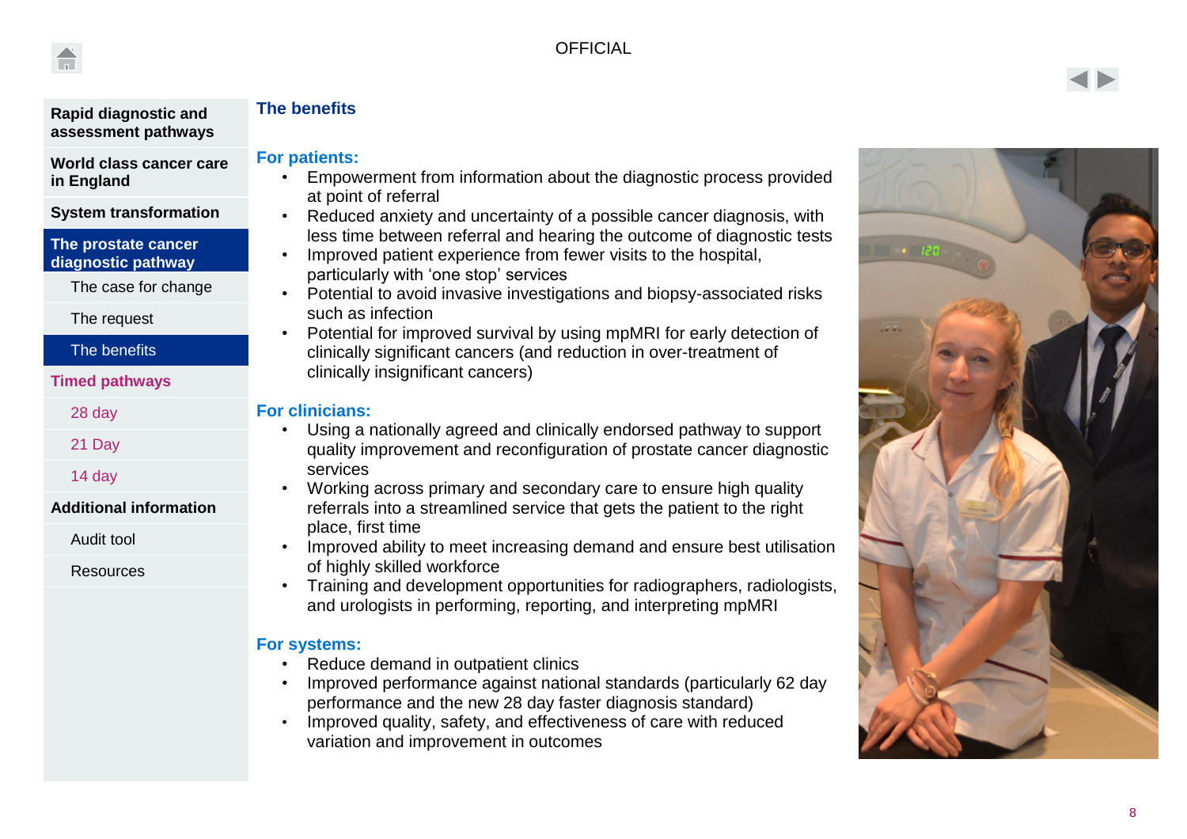## The benefits

### For patients:

- Empowerment from information about the diagnostic process provided at point of referral
- Reduced anxiety and uncertainty of a possible cancer diagnosis, with less time between referral and hearing the outcome of diagnostic tests
- Improved patient experience from fewer visits to the hospital, particularly with 'one stop' services
- Potential to avoid invasive investigations and biopsy-associated risks such as infection
- Potential for improved survival by using mpMRI for early detection of clinically significant cancers (and reduction in over-treatment of clinically insignificant cancers)

### For clinicians:

- Using a nationally agreed and clinically endorsed pathway to support quality improvement and reconfiguration of prostate cancer diagnostic services
- Working across primary and secondary care to ensure high quality referrals into a streamlined service that gets the patient to the right place, first time
- Improved ability to meet increasing demand and ensure best utilisation of highly skilled workforce
- Training and development opportunities for radiographers, radiologists, and urologists in performing, reporting, and interpreting mpMRI

### For systems:

- Reduce demand in outpatient clinics
- Improved performance against national standards (particularly 62 day performance and the new 28 day faster diagnosis standard)
- Improved quality, safety, and effectiveness of care with reduced variation and improvement in outcomes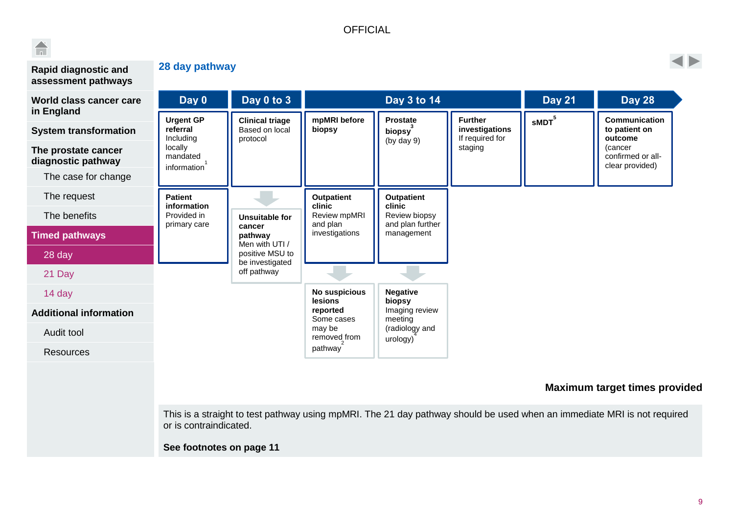OFFICIAL

- Rapid diagnostic and assessment pathways
- World class cancer care in England
- System transformation
- The prostate cancer diagnostic pathway
  - The case for change
  - The request
  - The benefits
- Timed pathways
  - 28 day
  - 21 Day
  - 14 day
- Additional information
  - Audit tool
  - Resources

## 28 day pathway

| Day 0 | Day 0 to 3 | Day 3 to 14 | | | Day 21 | Day 28 |
|---|---|---|---|---|---|---|
| **Urgent GP referral** Including locally mandated information[1] | **Clinical triage** Based on local protocol | **mpMRI before biopsy** | **Prostate biopsy**[3] (by day 9) | **Further investigations** If required for staging | **sMDT**[5] | **Communication to patient on outcome** (cancer confirmed or all-clear provided) |
| **Patient information** Provided in primary care | **Unsuitable for cancer pathway** Men with UTI / positive MSU to be investigated off pathway | **Outpatient clinic** Review mpMRI and plan investigations | **Outpatient clinic** Review biopsy and plan further management | | | |
| | | **No suspicious lesions reported** Some cases may be removed from pathway[2] | **Negative biopsy** Imaging review meeting (radiology and urology)[4] | | | |

**Maximum target times provided**

This is a straight to test pathway using mpMRI. The 21 day pathway should be used when an immediate MRI is not required or is contraindicated.

**See footnotes on page 11**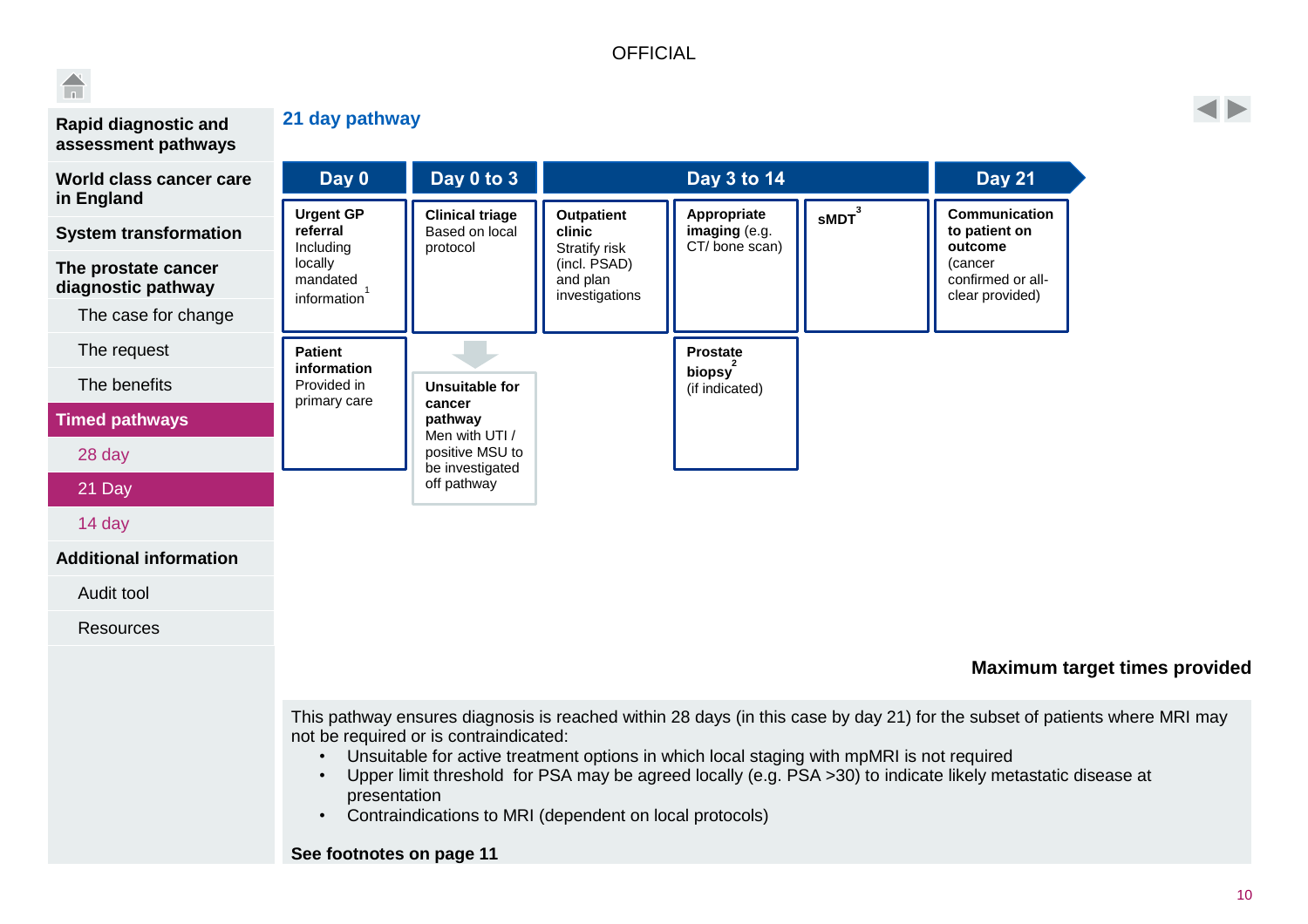OFFICIAL

- Rapid diagnostic and assessment pathways
- World class cancer care in England
- System transformation
- The prostate cancer diagnostic pathway
  - The case for change
  - The request
  - The benefits
- **Timed pathways**
  - 28 day
  - **21 Day**
  - 14 day
- Additional information
  - Audit tool
  - Resources

## 21 day pathway

| Day 0 | Day 0 to 3 | Day 3 to 14 | | | Day 21 |
|---|---|---|---|---|---|
| **Urgent GP referral** Including locally mandated information[1] | **Clinical triage** Based on local protocol | **Outpatient clinic** Stratify risk (incl. PSAD) and plan investigations | **Appropriate imaging** (e.g. CT/ bone scan) | **sMDT**[3] | **Communication to patient on outcome** (cancer confirmed or all-clear provided) |
| **Patient information** Provided in primary care | **Unsuitable for cancer pathway** Men with UTI / positive MSU to be investigated off pathway | | **Prostate biopsy**[2] (if indicated) | | |

**Maximum target times provided**

This pathway ensures diagnosis is reached within 28 days (in this case by day 21) for the subset of patients where MRI may not be required or is contraindicated:

- Unsuitable for active treatment options in which local staging with mpMRI is not required
- Upper limit threshold for PSA may be agreed locally (e.g. PSA >30) to indicate likely metastatic disease at presentation
- Contraindications to MRI (dependent on local protocols)

**See footnotes on page 11**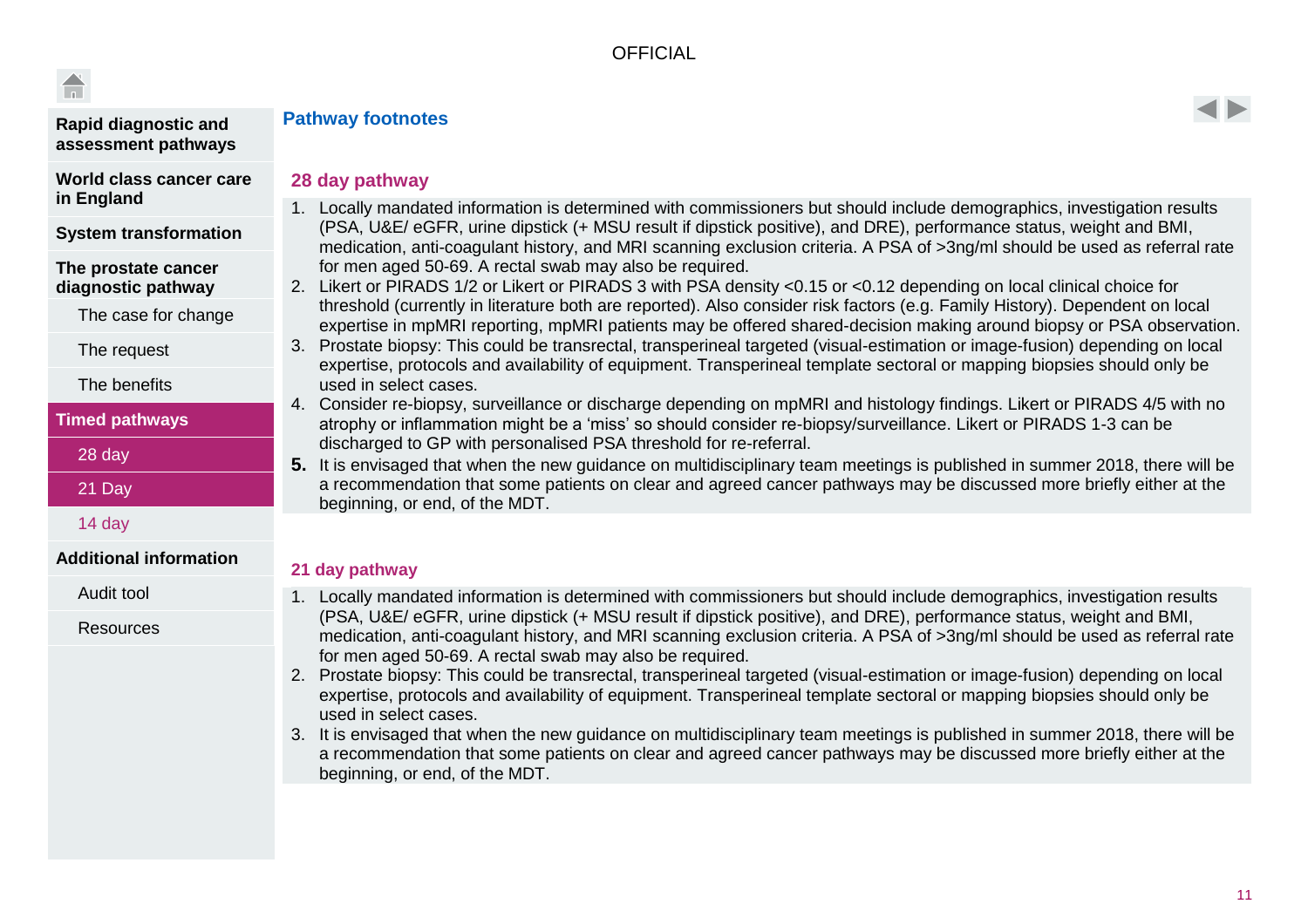OFFICIAL

- **Rapid diagnostic and assessment pathways**
- **World class cancer care in England**
- **System transformation**
- **The prostate cancer diagnostic pathway**
  - The case for change
  - The request
  - The benefits
- **Timed pathways**
  - 28 day
  - 21 Day
  - 14 day
- **Additional information**
  - Audit tool
  - Resources

## Pathway footnotes

### 28 day pathway

1. Locally mandated information is determined with commissioners but should include demographics, investigation results (PSA, U&E/ eGFR, urine dipstick (+ MSU result if dipstick positive), and DRE), performance status, weight and BMI, medication, anti-coagulant history, and MRI scanning exclusion criteria. A PSA of >3ng/ml should be used as referral rate for men aged 50-69. A rectal swab may also be required.
2. Likert or PIRADS 1/2 or Likert or PIRADS 3 with PSA density <0.15 or <0.12 depending on local clinical choice for threshold (currently in literature both are reported). Also consider risk factors (e.g. Family History). Dependent on local expertise in mpMRI reporting, mpMRI patients may be offered shared-decision making around biopsy or PSA observation.
3. Prostate biopsy: This could be transrectal, transperineal targeted (visual-estimation or image-fusion) depending on local expertise, protocols and availability of equipment. Transperineal template sectoral or mapping biopsies should only be used in select cases.
4. Consider re-biopsy, surveillance or discharge depending on mpMRI and histology findings. Likert or PIRADS 4/5 with no atrophy or inflammation might be a 'miss' so should consider re-biopsy/surveillance. Likert or PIRADS 1-3 can be discharged to GP with personalised PSA threshold for re-referral.
5. It is envisaged that when the new guidance on multidisciplinary team meetings is published in summer 2018, there will be a recommendation that some patients on clear and agreed cancer pathways may be discussed more briefly either at the beginning, or end, of the MDT.

### 21 day pathway

1. Locally mandated information is determined with commissioners but should include demographics, investigation results (PSA, U&E/ eGFR, urine dipstick (+ MSU result if dipstick positive), and DRE), performance status, weight and BMI, medication, anti-coagulant history, and MRI scanning exclusion criteria. A PSA of >3ng/ml should be used as referral rate for men aged 50-69. A rectal swab may also be required.
2. Prostate biopsy: This could be transrectal, transperineal targeted (visual-estimation or image-fusion) depending on local expertise, protocols and availability of equipment. Transperineal template sectoral or mapping biopsies should only be used in select cases.
3. It is envisaged that when the new guidance on multidisciplinary team meetings is published in summer 2018, there will be a recommendation that some patients on clear and agreed cancer pathways may be discussed more briefly either at the beginning, or end, of the MDT.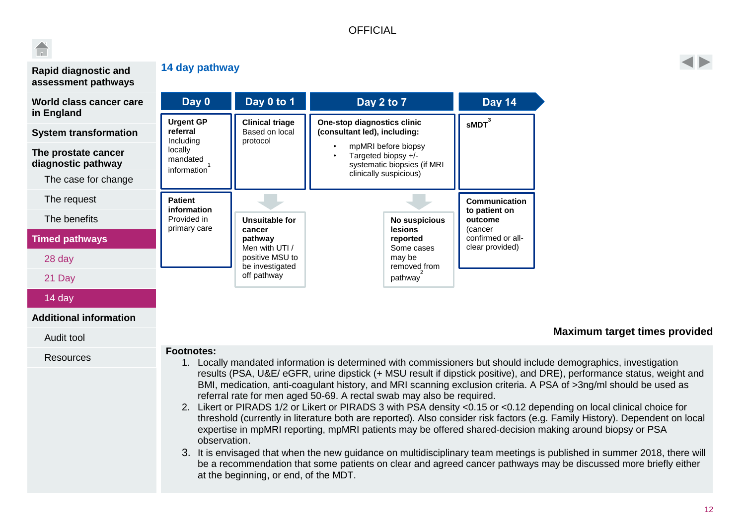OFFICIAL

- Rapid diagnostic and assessment pathways
- World class cancer care in England
- System transformation
- The prostate cancer diagnostic pathway
  - The case for change
  - The request
  - The benefits
- Timed pathways
  - 28 day
  - 21 Day
  - 14 day
- Additional information
  - Audit tool
  - Resources

## 14 day pathway

**Day 0**

**Urgent GP referral**
Including locally mandated information[1]

**Patient information**
Provided in primary care

**Day 0 to 1**

**Clinical triage**
Based on local protocol

**Unsuitable for cancer pathway**
Men with UTI / positive MSU to be investigated off pathway

**Day 2 to 7**

**One-stop diagnostics clinic (consultant led), including:**

- mpMRI before biopsy
- Targeted biopsy +/- systematic biopsies (if MRI clinically suspicious)

**No suspicious lesions reported**
Some cases may be removed from pathway[2]

**Day 14**

**sMDT**[3]

**Communication to patient on outcome**
(cancer confirmed or all-clear provided)

**Maximum target times provided**

**Footnotes:**

1. Locally mandated information is determined with commissioners but should include demographics, investigation results (PSA, U&E/ eGFR, urine dipstick (+ MSU result if dipstick positive), and DRE), performance status, weight and BMI, medication, anti-coagulant history, and MRI scanning exclusion criteria. A PSA of >3ng/ml should be used as referral rate for men aged 50-69. A rectal swab may also be required.
2. Likert or PIRADS 1/2 or Likert or PIRADS 3 with PSA density <0.15 or <0.12 depending on local clinical choice for threshold (currently in literature both are reported). Also consider risk factors (e.g. Family History). Dependent on local expertise in mpMRI reporting, mpMRI patients may be offered shared-decision making around biopsy or PSA observation.
3. It is envisaged that when the new guidance on multidisciplinary team meetings is published in summer 2018, there will be a recommendation that some patients on clear and agreed cancer pathways may be discussed more briefly either at the beginning, or end, of the MDT.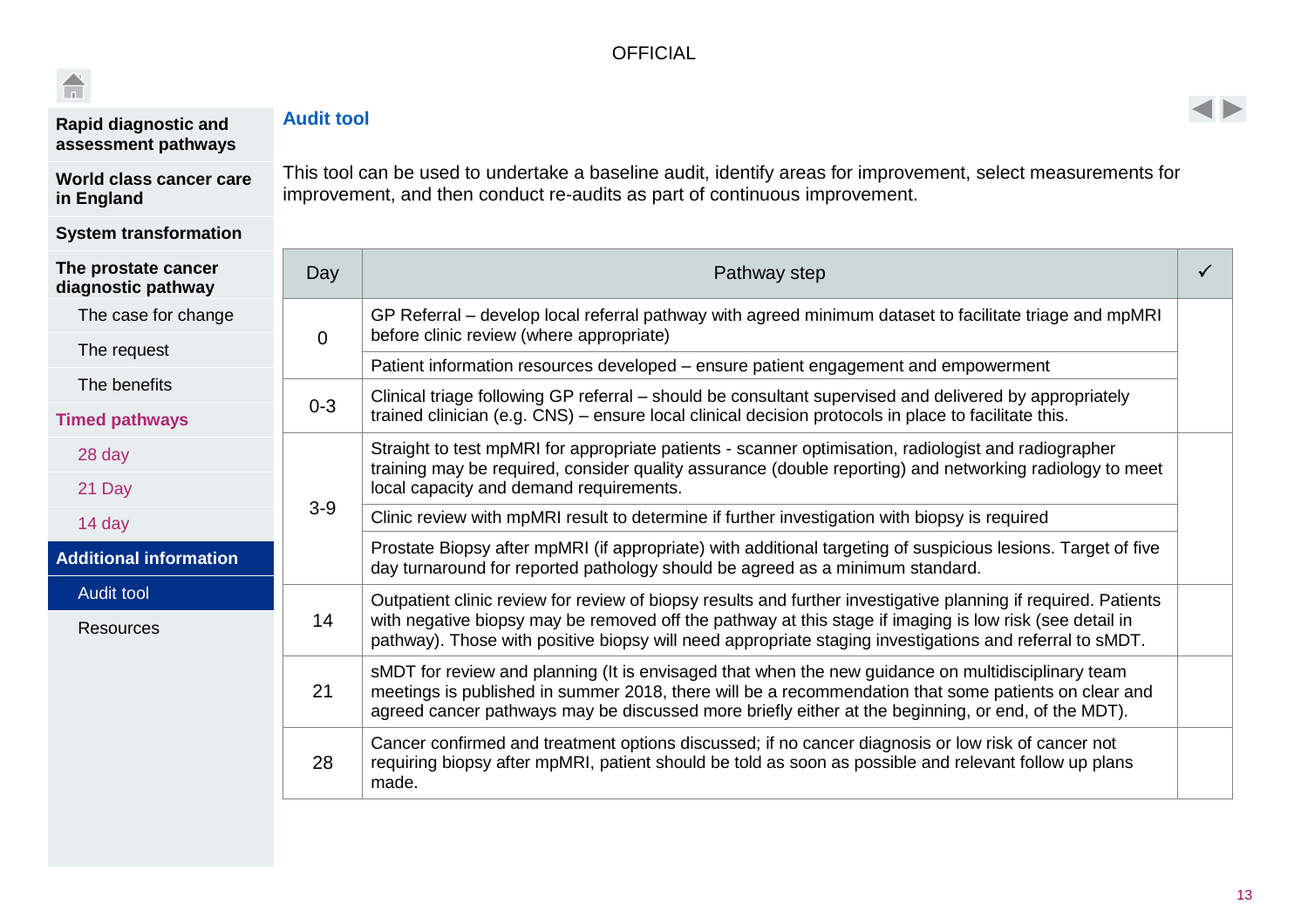OFFICIAL

- **Rapid diagnostic and assessment pathways**
- **World class cancer care in England**
- **System transformation**
- **The prostate cancer diagnostic pathway**
  - The case for change
  - The request
  - The benefits
- **Timed pathways**
  - 28 day
  - 21 Day
  - 14 day
- **Additional information**
  - Audit tool
  - Resources

## Audit tool

This tool can be used to undertake a baseline audit, identify areas for improvement, select measurements for improvement, and then conduct re-audits as part of continuous improvement.

| Day | Pathway step | ✓ |
|---|---|---|
| 0 | GP Referral – develop local referral pathway with agreed minimum dataset to facilitate triage and mpMRI before clinic review (where appropriate) | |
| | Patient information resources developed – ensure patient engagement and empowerment | |
| 0-3 | Clinical triage following GP referral – should be consultant supervised and delivered by appropriately trained clinician (e.g. CNS) – ensure local clinical decision protocols in place to facilitate this. | |
| 3-9 | Straight to test mpMRI for appropriate patients - scanner optimisation, radiologist and radiographer training may be required, consider quality assurance (double reporting) and networking radiology to meet local capacity and demand requirements. | |
| | Clinic review with mpMRI result to determine if further investigation with biopsy is required | |
| | Prostate Biopsy after mpMRI (if appropriate) with additional targeting of suspicious lesions. Target of five day turnaround for reported pathology should be agreed as a minimum standard. | |
| 14 | Outpatient clinic review for review of biopsy results and further investigative planning if required. Patients with negative biopsy may be removed off the pathway at this stage if imaging is low risk (see detail in pathway). Those with positive biopsy will need appropriate staging investigations and referral to sMDT. | |
| 21 | sMDT for review and planning (It is envisaged that when the new guidance on multidisciplinary team meetings is published in summer 2018, there will be a recommendation that some patients on clear and agreed cancer pathways may be discussed more briefly either at the beginning, or end, of the MDT). | |
| 28 | Cancer confirmed and treatment options discussed; if no cancer diagnosis or low risk of cancer not requiring biopsy after mpMRI, patient should be told as soon as possible and relevant follow up plans made. | |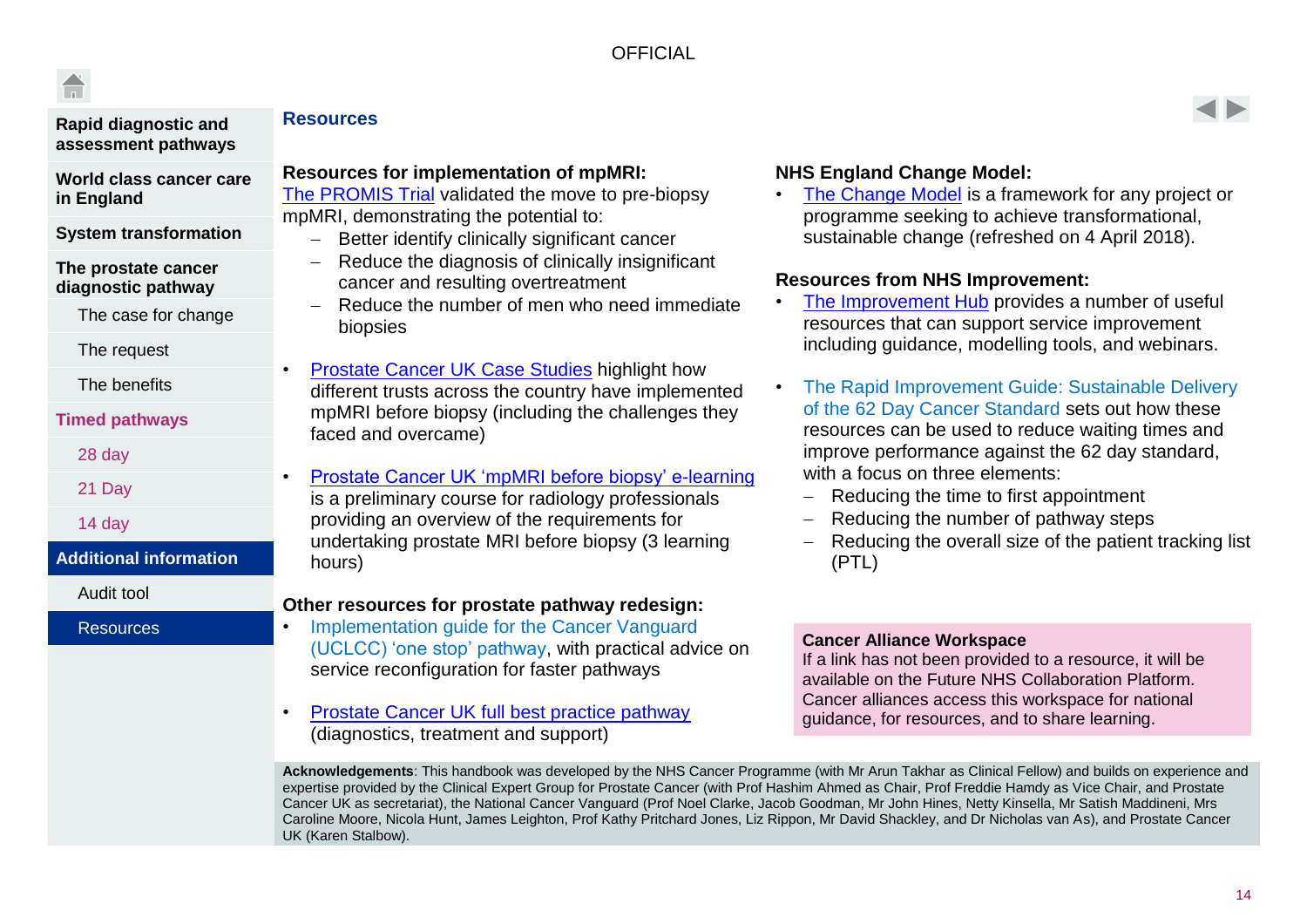OFFICIAL

- Rapid diagnostic and assessment pathways
- World class cancer care in England
- System transformation
- The prostate cancer diagnostic pathway
  - The case for change
  - The request
  - The benefits
- Timed pathways
  - 28 day
  - 21 Day
  - 14 day
- Additional information
  - Audit tool
  - Resources

## Resources

**Resources for implementation of mpMRI:**
The PROMIS Trial validated the move to pre-biopsy mpMRI, demonstrating the potential to:

- Better identify clinically significant cancer
- Reduce the diagnosis of clinically insignificant cancer and resulting overtreatment
- Reduce the number of men who need immediate biopsies

- Prostate Cancer UK Case Studies highlight how different trusts across the country have implemented mpMRI before biopsy (including the challenges they faced and overcame)
- Prostate Cancer UK 'mpMRI before biopsy' e-learning is a preliminary course for radiology professionals providing an overview of the requirements for undertaking prostate MRI before biopsy (3 learning hours)

**Other resources for prostate pathway redesign:**

- Implementation guide for the Cancer Vanguard (UCLCC) 'one stop' pathway, with practical advice on service reconfiguration for faster pathways
- Prostate Cancer UK full best practice pathway (diagnostics, treatment and support)

**NHS England Change Model:**

- The Change Model is a framework for any project or programme seeking to achieve transformational, sustainable change (refreshed on 4 April 2018).

**Resources from NHS Improvement:**

- The Improvement Hub provides a number of useful resources that can support service improvement including guidance, modelling tools, and webinars.
- The Rapid Improvement Guide: Sustainable Delivery of the 62 Day Cancer Standard sets out how these resources can be used to reduce waiting times and improve performance against the 62 day standard, with a focus on three elements:
  - Reducing the time to first appointment
  - Reducing the number of pathway steps
  - Reducing the overall size of the patient tracking list (PTL)

**Cancer Alliance Workspace**
If a link has not been provided to a resource, it will be available on the Future NHS Collaboration Platform. Cancer alliances access this workspace for national guidance, for resources, and to share learning.

**Acknowledgements**: This handbook was developed by the NHS Cancer Programme (with Mr Arun Takhar as Clinical Fellow) and builds on experience and expertise provided by the Clinical Expert Group for Prostate Cancer (with Prof Hashim Ahmed as Chair, Prof Freddie Hamdy as Vice Chair, and Prostate Cancer UK as secretariat), the National Cancer Vanguard (Prof Noel Clarke, Jacob Goodman, Mr John Hines, Netty Kinsella, Mr Satish Maddineni, Mrs Caroline Moore, Nicola Hunt, James Leighton, Prof Kathy Pritchard Jones, Liz Rippon, Mr David Shackley, and Dr Nicholas van As), and Prostate Cancer UK (Karen Stalbow).